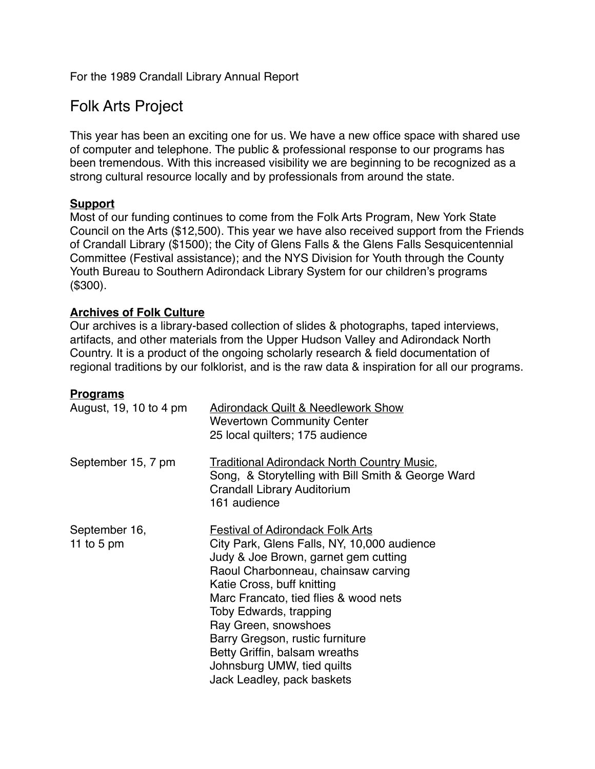For the 1989 Crandall Library Annual Report

# Folk Arts Project

This year has been an exciting one for us. We have a new office space with shared use of computer and telephone. The public & professional response to our programs has been tremendous. With this increased visibility we are beginning to be recognized as a strong cultural resource locally and by professionals from around the state.

**Support**
Most of our funding continues to come from the Folk Arts Program, New York State Council on the Arts ($12,500). This year we have also received support from the Friends of Crandall Library ($1500); the City of Glens Falls & the Glens Falls Sesquicentennial Committee (Festival assistance); and the NYS Division for Youth through the County Youth Bureau to Southern Adirondack Library System for our children's programs ($300).

**Archives of Folk Culture**
Our archives is a library-based collection of slides & photographs, taped interviews, artifacts, and other materials from the Upper Hudson Valley and Adirondack North Country. It is a product of the ongoing scholarly research & field documentation of regional traditions by our folklorist, and is the raw data & inspiration for all our programs.

**Programs**

| | |
|---|---|
| August, 19, 10 to 4 pm | Adirondack Quilt & Needlework Show<br>Wevertown Community Center<br>25 local quilters; 175 audience |
| September 15, 7 pm | Traditional Adirondack North Country Music, Song, & Storytelling with Bill Smith & George Ward<br>Crandall Library Auditorium<br>161 audience |
| September 16, 11 to 5 pm | Festival of Adirondack Folk Arts<br>City Park, Glens Falls, NY, 10,000 audience<br>Judy & Joe Brown, garnet gem cutting<br>Raoul Charbonneau, chainsaw carving<br>Katie Cross, buff knitting<br>Marc Francato, tied flies & wood nets<br>Toby Edwards, trapping<br>Ray Green, snowshoes<br>Barry Gregson, rustic furniture<br>Betty Griffin, balsam wreaths<br>Johnsburg UMW, tied quilts<br>Jack Leadley, pack baskets |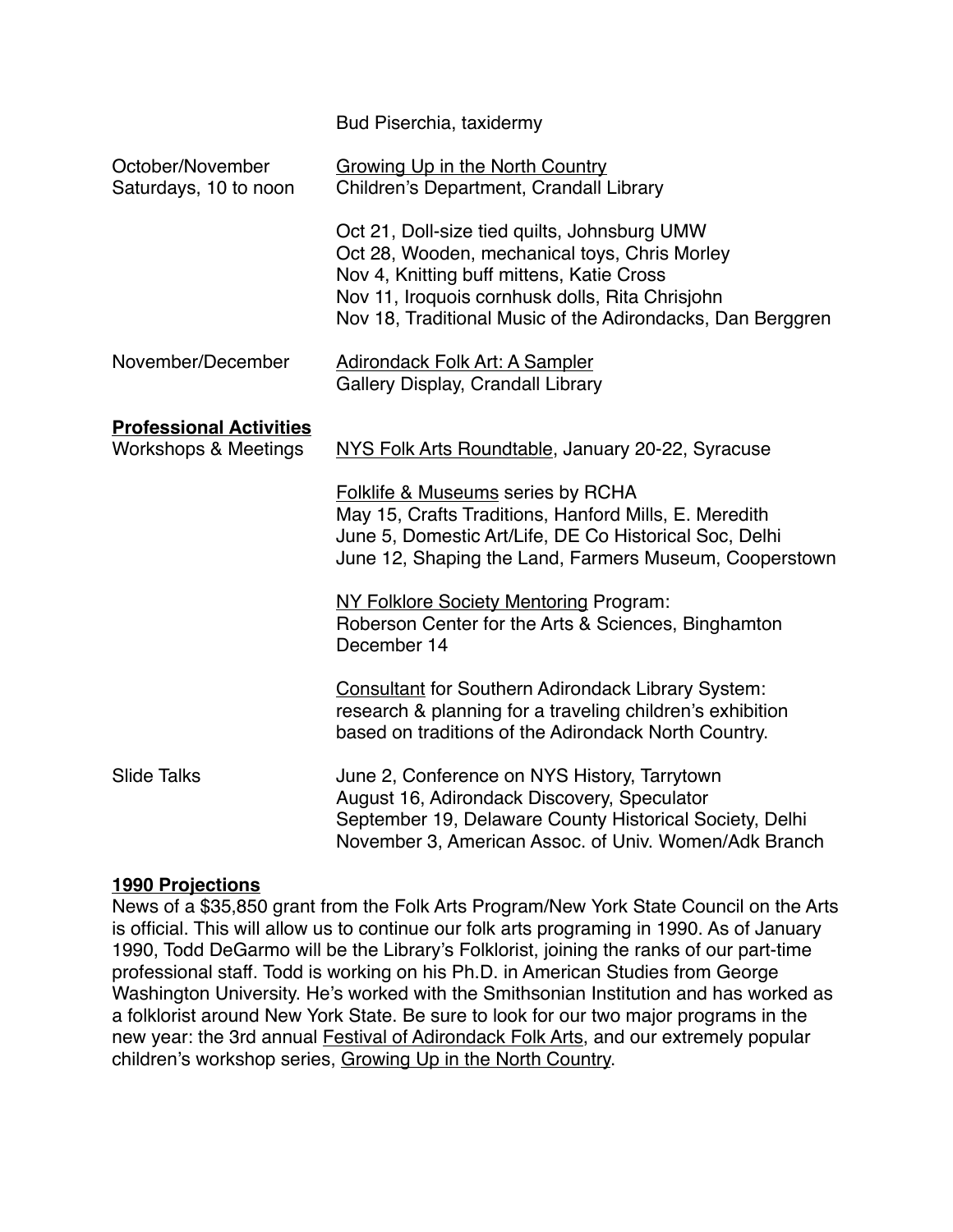| | |
|---|---|
| | Bud Piserchia, taxidermy |
| October/November<br>Saturdays, 10 to noon | <u>Growing Up in the North Country</u><br>Children's Department, Crandall Library |
| | Oct 21, Doll-size tied quilts, Johnsburg UMW<br>Oct 28, Wooden, mechanical toys, Chris Morley<br>Nov 4, Knitting buff mittens, Katie Cross<br>Nov 11, Iroquois cornhusk dolls, Rita Chrisjohn<br>Nov 18, Traditional Music of the Adirondacks, Dan Berggren |
| November/December | <u>Adirondack Folk Art: A Sampler</u><br>Gallery Display, Crandall Library |

**<u>Professional Activities</u>**

| | |
|---|---|
| Workshops & Meetings | <u>NYS Folk Arts Roundtable</u>, January 20-22, Syracuse |
| | <u>Folklife & Museums</u> series by RCHA<br>May 15, Crafts Traditions, Hanford Mills, E. Meredith<br>June 5, Domestic Art/Life, DE Co Historical Soc, Delhi<br>June 12, Shaping the Land, Farmers Museum, Cooperstown |
| | <u>NY Folklore Society Mentoring</u> Program:<br>Roberson Center for the Arts & Sciences, Binghamton<br>December 14 |
| | <u>Consultant</u> for Southern Adirondack Library System:<br>research & planning for a traveling children's exhibition<br>based on traditions of the Adirondack North Country. |
| Slide Talks | June 2, Conference on NYS History, Tarrytown<br>August 16, Adirondack Discovery, Speculator<br>September 19, Delaware County Historical Society, Delhi<br>November 3, American Assoc. of Univ. Women/Adk Branch |

**<u>1990 Projections</u>**

News of a $35,850 grant from the Folk Arts Program/New York State Council on the Arts is official. This will allow us to continue our folk arts programing in 1990. As of January 1990, Todd DeGarmo will be the Library's Folklorist, joining the ranks of our part-time professional staff. Todd is working on his Ph.D. in American Studies from George Washington University. He's worked with the Smithsonian Institution and has worked as a folklorist around New York State. Be sure to look for our two major programs in the new year: the 3rd annual <u>Festival of Adirondack Folk Arts</u>, and our extremely popular children's workshop series, <u>Growing Up in the North Country</u>.